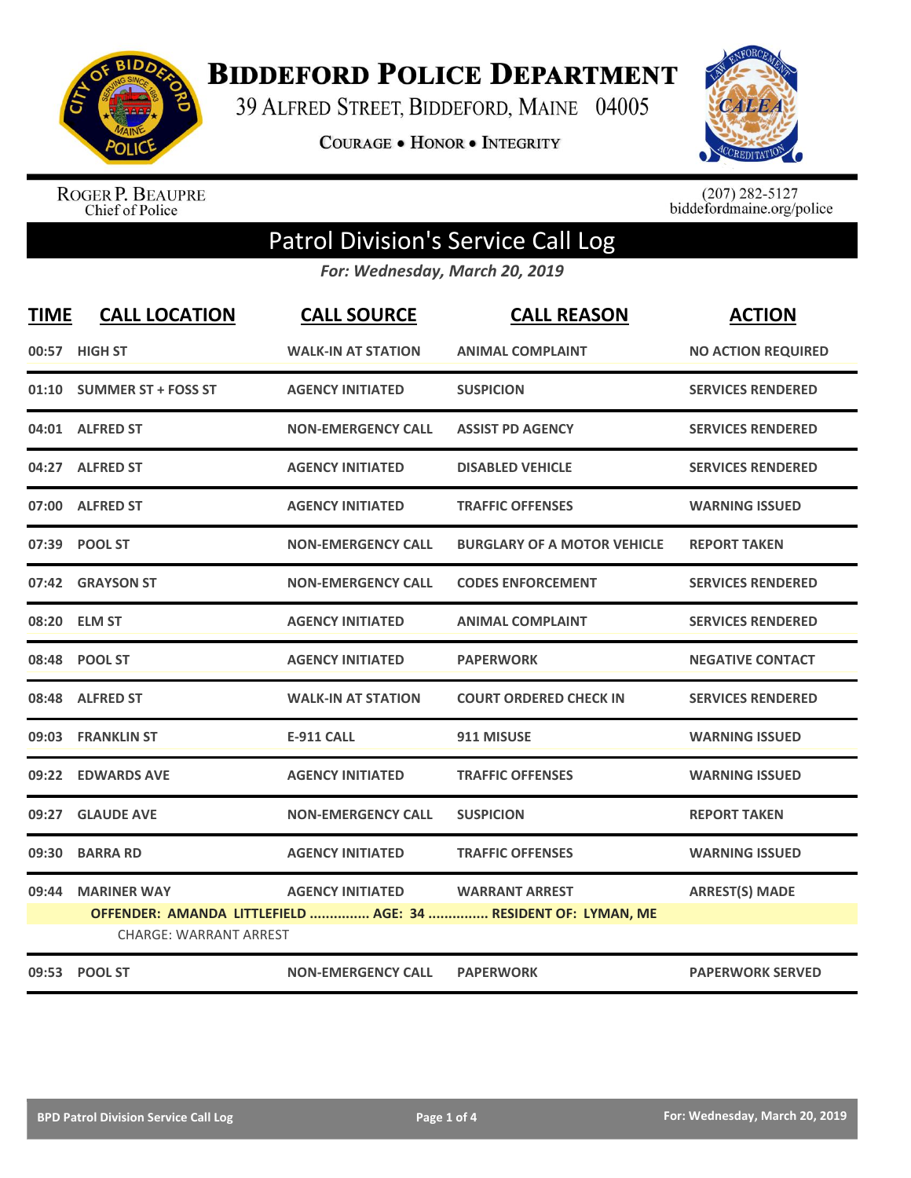# Biddeford Police Department

39 Alfred Street, Biddeford, Maine 04005

Courage • Honor • Integrity

Roger P. Beaupre
Chief of Police

(207) 282-5127
biddefordmaine.org/police

## Patrol Division's Service Call Log

*For: Wednesday, March 20, 2019*

| TIME | CALL LOCATION | CALL SOURCE | CALL REASON | ACTION |
|---|---|---|---|---|
| 00:57 | HIGH ST | WALK-IN AT STATION | ANIMAL COMPLAINT | NO ACTION REQUIRED |
| 01:10 | SUMMER ST + FOSS ST | AGENCY INITIATED | SUSPICION | SERVICES RENDERED |
| 04:01 | ALFRED ST | NON-EMERGENCY CALL | ASSIST PD AGENCY | SERVICES RENDERED |
| 04:27 | ALFRED ST | AGENCY INITIATED | DISABLED VEHICLE | SERVICES RENDERED |
| 07:00 | ALFRED ST | AGENCY INITIATED | TRAFFIC OFFENSES | WARNING ISSUED |
| 07:39 | POOL ST | NON-EMERGENCY CALL | BURGLARY OF A MOTOR VEHICLE | REPORT TAKEN |
| 07:42 | GRAYSON ST | NON-EMERGENCY CALL | CODES ENFORCEMENT | SERVICES RENDERED |
| 08:20 | ELM ST | AGENCY INITIATED | ANIMAL COMPLAINT | SERVICES RENDERED |
| 08:48 | POOL ST | AGENCY INITIATED | PAPERWORK | NEGATIVE CONTACT |
| 08:48 | ALFRED ST | WALK-IN AT STATION | COURT ORDERED CHECK IN | SERVICES RENDERED |
| 09:03 | FRANKLIN ST | E-911 CALL | 911 MISUSE | WARNING ISSUED |
| 09:22 | EDWARDS AVE | AGENCY INITIATED | TRAFFIC OFFENSES | WARNING ISSUED |
| 09:27 | GLAUDE AVE | NON-EMERGENCY CALL | SUSPICION | REPORT TAKEN |
| 09:30 | BARRA RD | AGENCY INITIATED | TRAFFIC OFFENSES | WARNING ISSUED |
| 09:44 | MARINER WAY | AGENCY INITIATED | WARRANT ARREST | ARREST(S) MADE |
| | OFFENDER: AMANDA LITTLEFIELD ............... AGE: 34 ............... RESIDENT OF: LYMAN, ME | | | |
| | CHARGE: WARRANT ARREST | | | |
| 09:53 | POOL ST | NON-EMERGENCY CALL | PAPERWORK | PAPERWORK SERVED |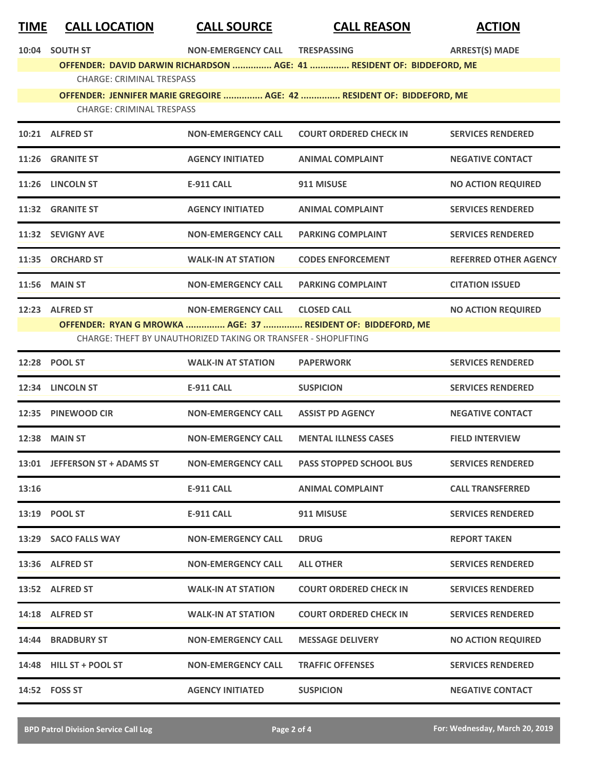| TIME | CALL LOCATION | CALL SOURCE | CALL REASON | ACTION |
|---|---|---|---|---|
| 10:04 | SOUTH ST | NON-EMERGENCY CALL | TRESPASSING | ARREST(S) MADE |
| | **OFFENDER: DAVID DARWIN RICHARDSON ............... AGE: 41 ............... RESIDENT OF: BIDDEFORD, ME** | | | |
| | CHARGE: CRIMINAL TRESPASS | | | |
| | **OFFENDER: JENNIFER MARIE GREGOIRE ............... AGE: 42 ............... RESIDENT OF: BIDDEFORD, ME** | | | |
| | CHARGE: CRIMINAL TRESPASS | | | |
| 10:21 | ALFRED ST | NON-EMERGENCY CALL | COURT ORDERED CHECK IN | SERVICES RENDERED |
| 11:26 | GRANITE ST | AGENCY INITIATED | ANIMAL COMPLAINT | NEGATIVE CONTACT |
| 11:26 | LINCOLN ST | E-911 CALL | 911 MISUSE | NO ACTION REQUIRED |
| 11:32 | GRANITE ST | AGENCY INITIATED | ANIMAL COMPLAINT | SERVICES RENDERED |
| 11:32 | SEVIGNY AVE | NON-EMERGENCY CALL | PARKING COMPLAINT | SERVICES RENDERED |
| 11:35 | ORCHARD ST | WALK-IN AT STATION | CODES ENFORCEMENT | REFERRED OTHER AGENCY |
| 11:56 | MAIN ST | NON-EMERGENCY CALL | PARKING COMPLAINT | CITATION ISSUED |
| 12:23 | ALFRED ST | NON-EMERGENCY CALL | CLOSED CALL | NO ACTION REQUIRED |
| | **OFFENDER: RYAN G MROWKA ............... AGE: 37 ............... RESIDENT OF: BIDDEFORD, ME** | | | |
| | CHARGE: THEFT BY UNAUTHORIZED TAKING OR TRANSFER - SHOPLIFTING | | | |
| 12:28 | POOL ST | WALK-IN AT STATION | PAPERWORK | SERVICES RENDERED |
| 12:34 | LINCOLN ST | E-911 CALL | SUSPICION | SERVICES RENDERED |
| 12:35 | PINEWOOD CIR | NON-EMERGENCY CALL | ASSIST PD AGENCY | NEGATIVE CONTACT |
| 12:38 | MAIN ST | NON-EMERGENCY CALL | MENTAL ILLNESS CASES | FIELD INTERVIEW |
| 13:01 | JEFFERSON ST + ADAMS ST | NON-EMERGENCY CALL | PASS STOPPED SCHOOL BUS | SERVICES RENDERED |
| 13:16 | | E-911 CALL | ANIMAL COMPLAINT | CALL TRANSFERRED |
| 13:19 | POOL ST | E-911 CALL | 911 MISUSE | SERVICES RENDERED |
| 13:29 | SACO FALLS WAY | NON-EMERGENCY CALL | DRUG | REPORT TAKEN |
| 13:36 | ALFRED ST | NON-EMERGENCY CALL | ALL OTHER | SERVICES RENDERED |
| 13:52 | ALFRED ST | WALK-IN AT STATION | COURT ORDERED CHECK IN | SERVICES RENDERED |
| 14:18 | ALFRED ST | WALK-IN AT STATION | COURT ORDERED CHECK IN | SERVICES RENDERED |
| 14:44 | BRADBURY ST | NON-EMERGENCY CALL | MESSAGE DELIVERY | NO ACTION REQUIRED |
| 14:48 | HILL ST + POOL ST | NON-EMERGENCY CALL | TRAFFIC OFFENSES | SERVICES RENDERED |
| 14:52 | FOSS ST | AGENCY INITIATED | SUSPICION | NEGATIVE CONTACT |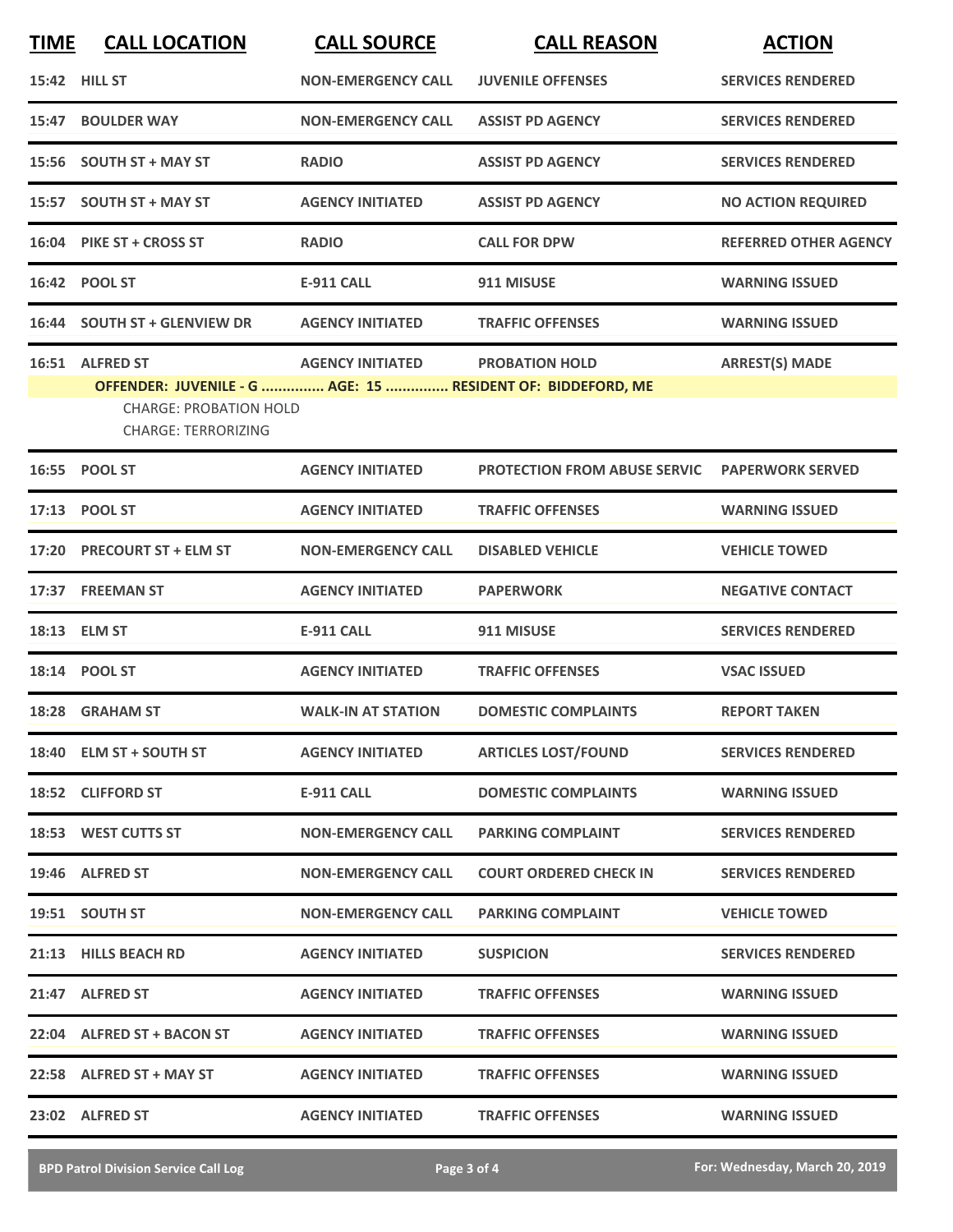| TIME | CALL LOCATION | CALL SOURCE | CALL REASON | ACTION |
|---|---|---|---|---|
| 15:42 | HILL ST | NON-EMERGENCY CALL | JUVENILE OFFENSES | SERVICES RENDERED |
| 15:47 | BOULDER WAY | NON-EMERGENCY CALL | ASSIST PD AGENCY | SERVICES RENDERED |
| 15:56 | SOUTH ST + MAY ST | RADIO | ASSIST PD AGENCY | SERVICES RENDERED |
| 15:57 | SOUTH ST + MAY ST | AGENCY INITIATED | ASSIST PD AGENCY | NO ACTION REQUIRED |
| 16:04 | PIKE ST + CROSS ST | RADIO | CALL FOR DPW | REFERRED OTHER AGENCY |
| 16:42 | POOL ST | E-911 CALL | 911 MISUSE | WARNING ISSUED |
| 16:44 | SOUTH ST + GLENVIEW DR | AGENCY INITIATED | TRAFFIC OFFENSES | WARNING ISSUED |
| 16:51 | ALFRED ST | AGENCY INITIATED | PROBATION HOLD | ARREST(S) MADE |
| | OFFENDER: JUVENILE - G ............... AGE: 15 ............... RESIDENT OF: BIDDEFORD, ME<br>CHARGE: PROBATION HOLD<br>CHARGE: TERRORIZING | | | |
| 16:55 | POOL ST | AGENCY INITIATED | PROTECTION FROM ABUSE SERVIC | PAPERWORK SERVED |
| 17:13 | POOL ST | AGENCY INITIATED | TRAFFIC OFFENSES | WARNING ISSUED |
| 17:20 | PRECOURT ST + ELM ST | NON-EMERGENCY CALL | DISABLED VEHICLE | VEHICLE TOWED |
| 17:37 | FREEMAN ST | AGENCY INITIATED | PAPERWORK | NEGATIVE CONTACT |
| 18:13 | ELM ST | E-911 CALL | 911 MISUSE | SERVICES RENDERED |
| 18:14 | POOL ST | AGENCY INITIATED | TRAFFIC OFFENSES | VSAC ISSUED |
| 18:28 | GRAHAM ST | WALK-IN AT STATION | DOMESTIC COMPLAINTS | REPORT TAKEN |
| 18:40 | ELM ST + SOUTH ST | AGENCY INITIATED | ARTICLES LOST/FOUND | SERVICES RENDERED |
| 18:52 | CLIFFORD ST | E-911 CALL | DOMESTIC COMPLAINTS | WARNING ISSUED |
| 18:53 | WEST CUTTS ST | NON-EMERGENCY CALL | PARKING COMPLAINT | SERVICES RENDERED |
| 19:46 | ALFRED ST | NON-EMERGENCY CALL | COURT ORDERED CHECK IN | SERVICES RENDERED |
| 19:51 | SOUTH ST | NON-EMERGENCY CALL | PARKING COMPLAINT | VEHICLE TOWED |
| 21:13 | HILLS BEACH RD | AGENCY INITIATED | SUSPICION | SERVICES RENDERED |
| 21:47 | ALFRED ST | AGENCY INITIATED | TRAFFIC OFFENSES | WARNING ISSUED |
| 22:04 | ALFRED ST + BACON ST | AGENCY INITIATED | TRAFFIC OFFENSES | WARNING ISSUED |
| 22:58 | ALFRED ST + MAY ST | AGENCY INITIATED | TRAFFIC OFFENSES | WARNING ISSUED |
| 23:02 | ALFRED ST | AGENCY INITIATED | TRAFFIC OFFENSES | WARNING ISSUED |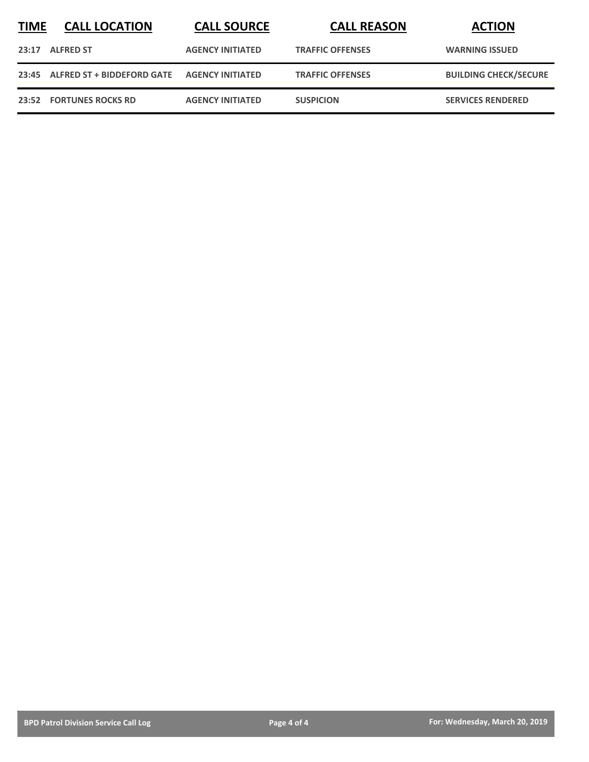| TIME | CALL LOCATION | CALL SOURCE | CALL REASON | ACTION |
| --- | --- | --- | --- | --- |
| 23:17 | ALFRED ST | AGENCY INITIATED | TRAFFIC OFFENSES | WARNING ISSUED |
| 23:45 | ALFRED ST + BIDDEFORD GATE | AGENCY INITIATED | TRAFFIC OFFENSES | BUILDING CHECK/SECURE |
| 23:52 | FORTUNES ROCKS RD | AGENCY INITIATED | SUSPICION | SERVICES RENDERED |